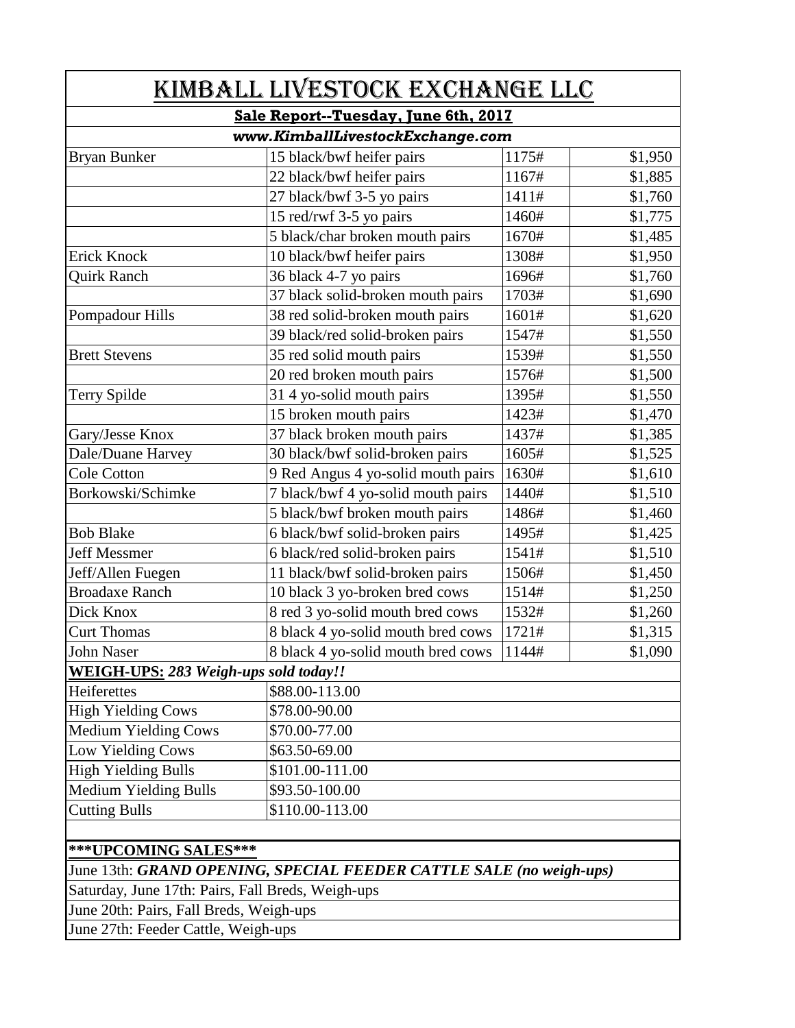# KIMBALL LIVESTOCK EXCHANGE LLC

**Sale Report--Tuesday, June 6th, 2017**

***www.KimballLivestockExchange.com***

| Consignor | Description | Weight | Price |
|---|---|---|---|
| Bryan Bunker | 15 black/bwf heifer pairs | 1175# | $1,950 |
| | 22 black/bwf heifer pairs | 1167# | $1,885 |
| | 27 black/bwf 3-5 yo pairs | 1411# | $1,760 |
| | 15 red/rwf 3-5 yo pairs | 1460# | $1,775 |
| | 5 black/char broken mouth pairs | 1670# | $1,485 |
| Erick Knock | 10 black/bwf heifer pairs | 1308# | $1,950 |
| Quirk Ranch | 36 black 4-7 yo pairs | 1696# | $1,760 |
| | 37 black solid-broken mouth pairs | 1703# | $1,690 |
| Pompadour Hills | 38 red solid-broken mouth pairs | 1601# | $1,620 |
| | 39 black/red solid-broken pairs | 1547# | $1,550 |
| Brett Stevens | 35 red solid mouth pairs | 1539# | $1,550 |
| | 20 red broken mouth pairs | 1576# | $1,500 |
| Terry Spilde | 31 4 yo-solid mouth pairs | 1395# | $1,550 |
| | 15 broken mouth pairs | 1423# | $1,470 |
| Gary/Jesse Knox | 37 black broken mouth pairs | 1437# | $1,385 |
| Dale/Duane Harvey | 30 black/bwf solid-broken pairs | 1605# | $1,525 |
| Cole Cotton | 9 Red Angus 4 yo-solid mouth pairs | 1630# | $1,610 |
| Borkowski/Schimke | 7 black/bwf 4 yo-solid mouth pairs | 1440# | $1,510 |
| | 5 black/bwf broken mouth pairs | 1486# | $1,460 |
| Bob Blake | 6 black/bwf solid-broken pairs | 1495# | $1,425 |
| Jeff Messmer | 6 black/red solid-broken pairs | 1541# | $1,510 |
| Jeff/Allen Fuegen | 11 black/bwf solid-broken pairs | 1506# | $1,450 |
| Broadaxe Ranch | 10 black 3 yo-broken bred cows | 1514# | $1,250 |
| Dick Knox | 8 red 3 yo-solid mouth bred cows | 1532# | $1,260 |
| Curt Thomas | 8 black 4 yo-solid mouth bred cows | 1721# | $1,315 |
| John Naser | 8 black 4 yo-solid mouth bred cows | 1144# | $1,090 |

**WEIGH-UPS:** ***283 Weigh-ups sold today!!***

| Class | Price |
|---|---|
| Heiferettes | $88.00-113.00 |
| High Yielding Cows | $78.00-90.00 |
| Medium Yielding Cows | $70.00-77.00 |
| Low Yielding Cows | $63.50-69.00 |
| High Yielding Bulls | $101.00-111.00 |
| Medium Yielding Bulls | $93.50-100.00 |
| Cutting Bulls | $110.00-113.00 |

**\*\*\*UPCOMING SALES\*\*\***

June 13th: ***GRAND OPENING, SPECIAL FEEDER CATTLE SALE (no weigh-ups)***

Saturday, June 17th: Pairs, Fall Breds, Weigh-ups

June 20th: Pairs, Fall Breds, Weigh-ups

June 27th: Feeder Cattle, Weigh-ups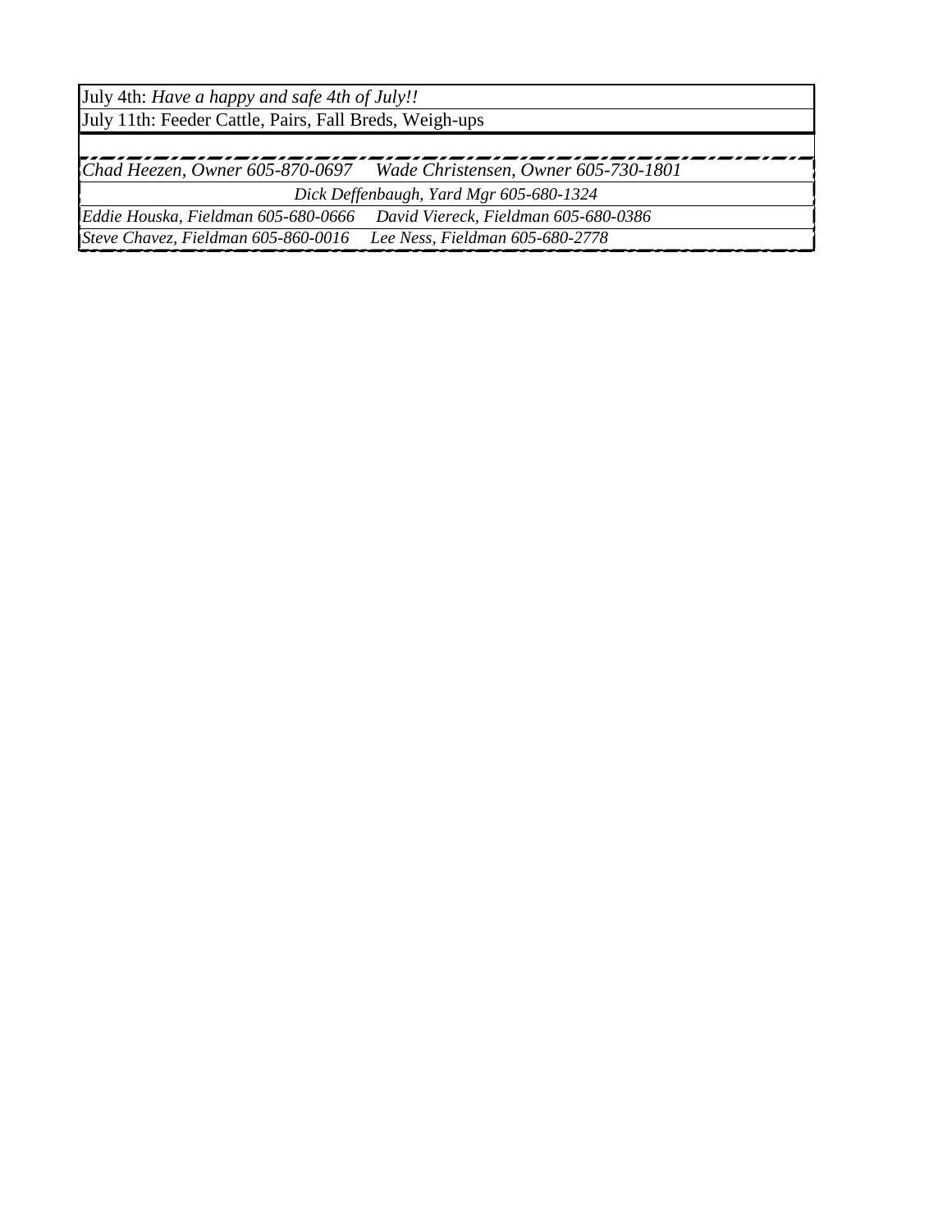July 4th: *Have a happy and safe 4th of July!!*

July 11th: Feeder Cattle, Pairs, Fall Breds, Weigh-ups

*Chad Heezen, Owner 605-870-0697* *Wade Christensen, Owner 605-730-1801*

*Dick Deffenbaugh, Yard Mgr 605-680-1324*

*Eddie Houska, Fieldman 605-680-0666* *David Viereck, Fieldman 605-680-0386*

*Steve Chavez, Fieldman 605-860-0016* *Lee Ness, Fieldman 605-680-2778*